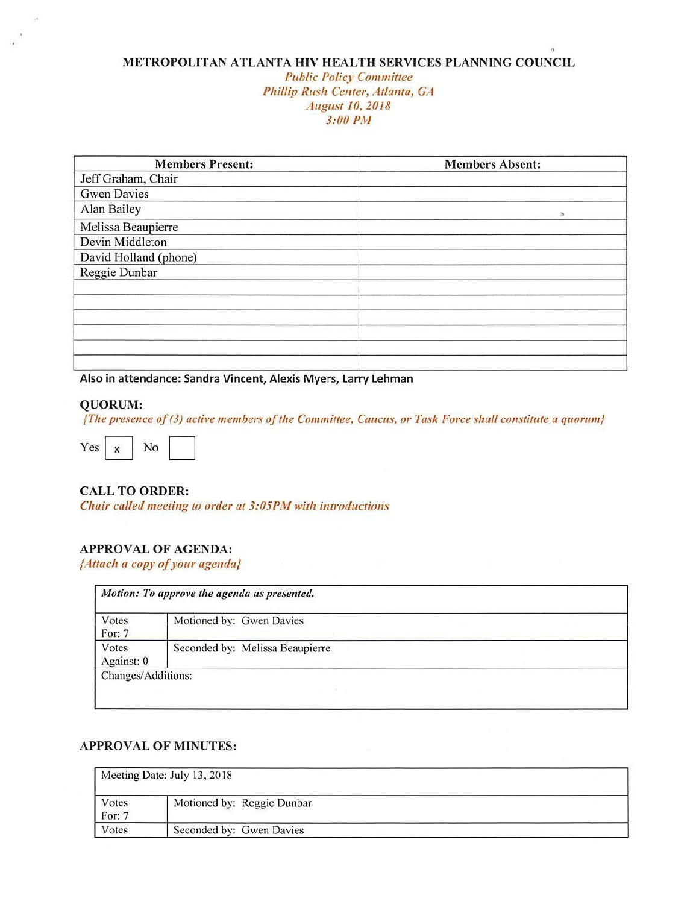# METROPOLITAN ATLANTA HIV HEALTH SERVICES PLANNING COUNCIL

*Public Policy Committee*
*Phillip Rush Center, Atlanta, GA*
*August 10, 2018*
*3:00 PM*

| Members Present: | Members Absent: |
|---|---|
| Jeff Graham, Chair | |
| Gwen Davies | |
| Alan Bailey | |
| Melissa Beaupierre | |
| Devin Middleton | |
| David Holland (phone) | |
| Reggie Dunbar | |
| | |
| | |
| | |
| | |
| | |
| | |

**Also in attendance: Sandra Vincent, Alexis Myers, Larry Lehman**

## QUORUM:

*{The presence of (3) active members of the Committee, Caucus, or Task Force shall constitute a quorum}*

Yes [x] No [ ]

## CALL TO ORDER:

*Chair called meeting to order at 3:05PM with introductions*

## APPROVAL OF AGENDA:

*{Attach a copy of your agenda}*

| *Motion: To approve the agenda as presented.* | |
|---|---|
| Votes For: 7 | Motioned by: Gwen Davies |
| Votes Against: 0 | Seconded by: Melissa Beaupierre |
| Changes/Additions: | |

## APPROVAL OF MINUTES:

| Meeting Date: July 13, 2018 | |
|---|---|
| Votes For: 7 | Motioned by: Reggie Dunbar |
| Votes | Seconded by: Gwen Davies |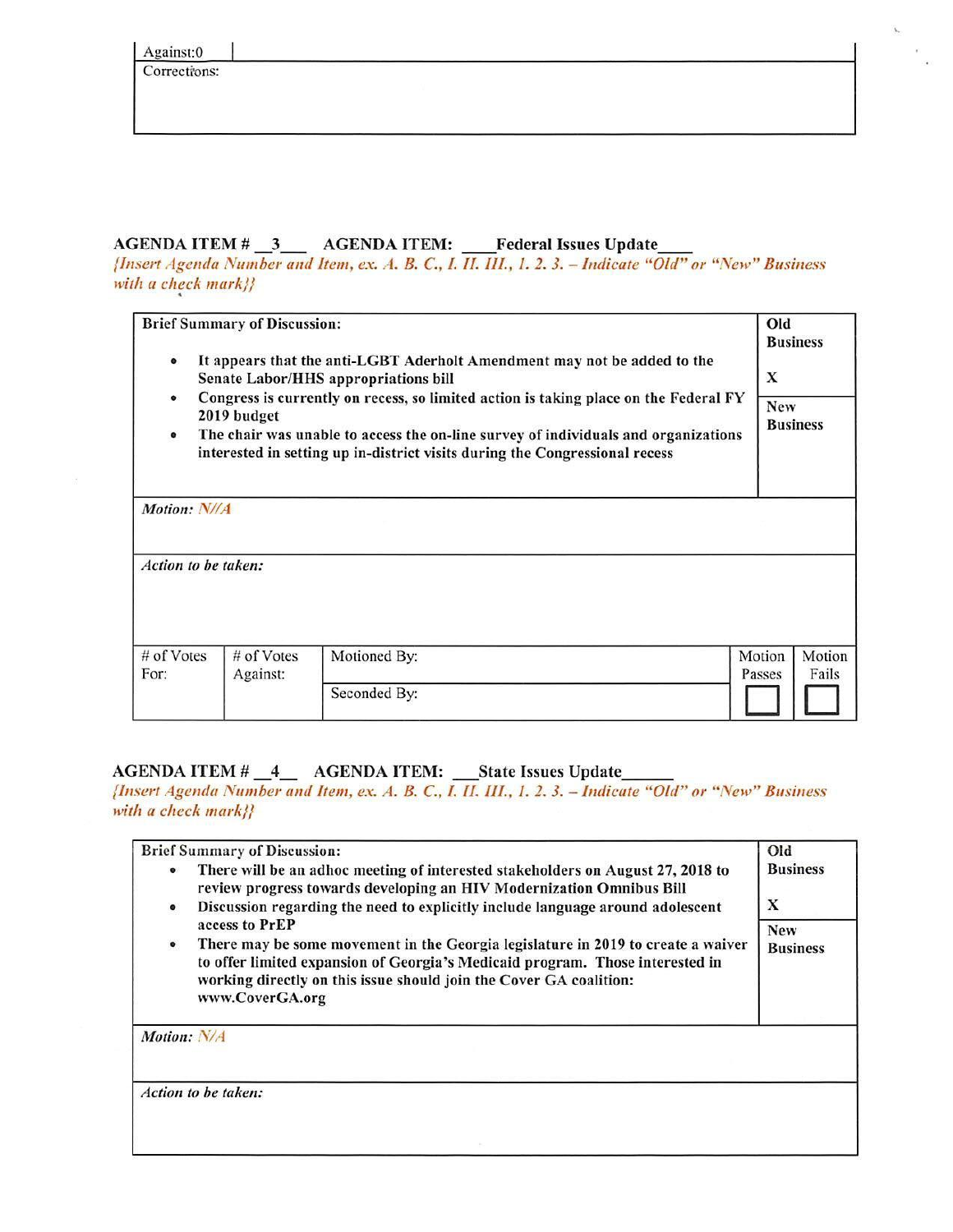| Against:0 | |
|---|---|
| Corrections: | |

**AGENDA ITEM # __3___ AGENDA ITEM: ____Federal Issues Update____**

*{Insert Agenda Number and Item, ex. A. B. C., I. II. III., 1. 2. 3. – Indicate "Old" or "New" Business with a check mark}}*

| Brief Summary of Discussion: | Old Business |
|---|---|
| • It appears that the anti-LGBT Aderholt Amendment may not be added to the Senate Labor/HHS appropriations bill<br>• Congress is currently on recess, so limited action is taking place on the Federal FY 2019 budget<br>• The chair was unable to access the on-line survey of individuals and organizations interested in setting up in-district visits during the Congressional recess | X |
| | New Business |

*Motion: N//A*

*Action to be taken:*

| # of Votes For: | # of Votes Against: | Motioned By: | Motion Passes | Motion Fails |
|---|---|---|---|---|
| | | Seconded By: | ☐ | ☐ |

**AGENDA ITEM # __4__ AGENDA ITEM: ___State Issues Update______**

*{Insert Agenda Number and Item, ex. A. B. C., I. II. III., 1. 2. 3. – Indicate "Old" or "New" Business with a check mark}}*

| Brief Summary of Discussion: | Old Business |
|---|---|
| • There will be an adhoc meeting of interested stakeholders on August 27, 2018 to review progress towards developing an HIV Modernization Omnibus Bill<br>• Discussion regarding the need to explicitly include language around adolescent access to PrEP<br>• There may be some movement in the Georgia legislature in 2019 to create a waiver to offer limited expansion of Georgia's Medicaid program. Those interested in working directly on this issue should join the Cover GA coalition: www.CoverGA.org | X |
| | New Business |

*Motion: N/A*

*Action to be taken:*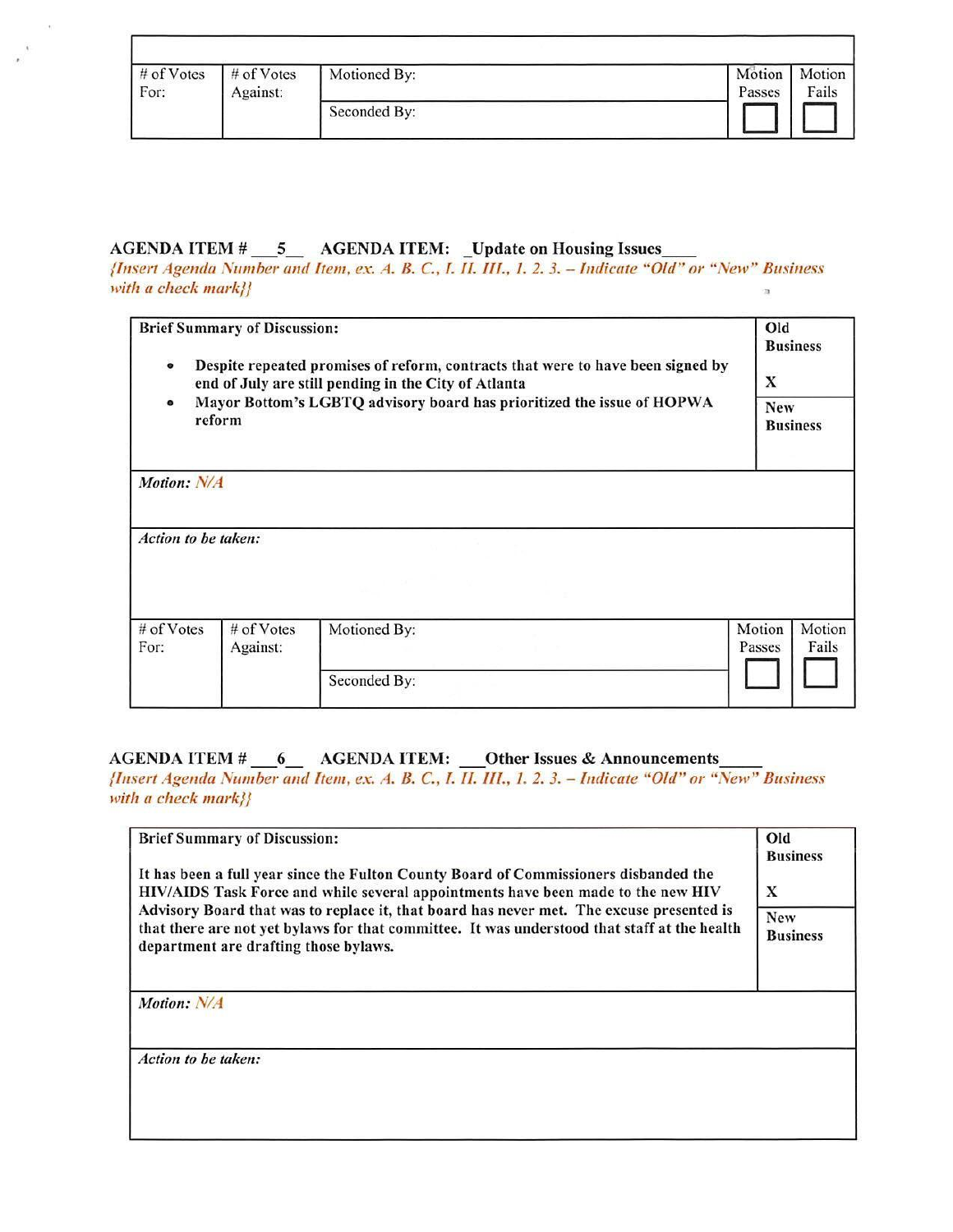| | | | | |
|---|---|---|---|---|
| # of Votes For: | # of Votes Against: | Motioned By: | Motion Passes | Motion Fails |
| | | Seconded By: | ☐ | ☐ |

**AGENDA ITEM # \_\_\_5\_\_ AGENDA ITEM: \_Update on Housing Issues\_\_\_\_**

*{Insert Agenda Number and Item, ex. A. B. C., I. II. III., 1. 2. 3. – Indicate "Old" or "New" Business with a check mark}}*

| Brief Summary of Discussion: | Old Business |
|---|---|
| • **Despite repeated promises of reform, contracts that were to have been signed by end of July are still pending in the City of Atlanta**<br>• **Mayor Bottom's LGBTQ advisory board has prioritized the issue of HOPWA reform** | X |
| | **New Business** |

*Motion:* N/A

*Action to be taken:*

| | | | | |
|---|---|---|---|---|
| # of Votes For: | # of Votes Against: | Motioned By: | Motion Passes | Motion Fails |
| | | Seconded By: | ☐ | ☐ |

**AGENDA ITEM # \_\_\_6\_\_ AGENDA ITEM: \_\_\_Other Issues & Announcements\_\_\_\_\_**

*{Insert Agenda Number and Item, ex. A. B. C., I. II. III., 1. 2. 3. – Indicate "Old" or "New" Business with a check mark}}*

| Brief Summary of Discussion: | Old Business |
|---|---|
| **It has been a full year since the Fulton County Board of Commissioners disbanded the HIV/AIDS Task Force and while several appointments have been made to the new HIV Advisory Board that was to replace it, that board has never met. The excuse presented is that there are not yet bylaws for that committee. It was understood that staff at the health department are drafting those bylaws.** | X |
| | **New Business** |

*Motion:* N/A

*Action to be taken:*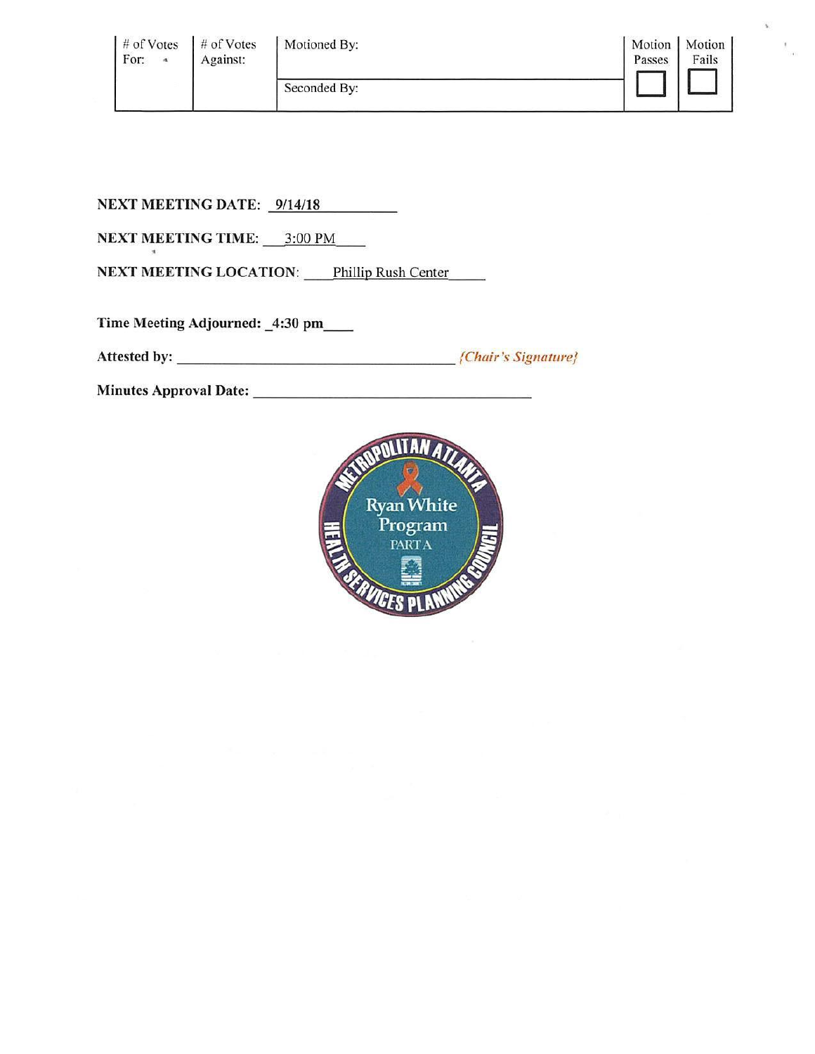| # of Votes For: | # of Votes Against: | Motioned By: | Motion Passes | Motion Fails |
|---|---|---|---|---|
| | | Seconded By: | ☐ | ☐ |

**NEXT MEETING DATE:** 9/14/18

**NEXT MEETING TIME:** 3:00 PM

**NEXT MEETING LOCATION:** Phillip Rush Center

**Time Meeting Adjourned:** 4:30 pm

**Attested by:** ____________________ *{Chair's Signature}*

**Minutes Approval Date:** ____________________

METROPOLITAN ATLANTA
Ryan White Program
PART A
HEALTH SERVICES PLANNING COUNCIL